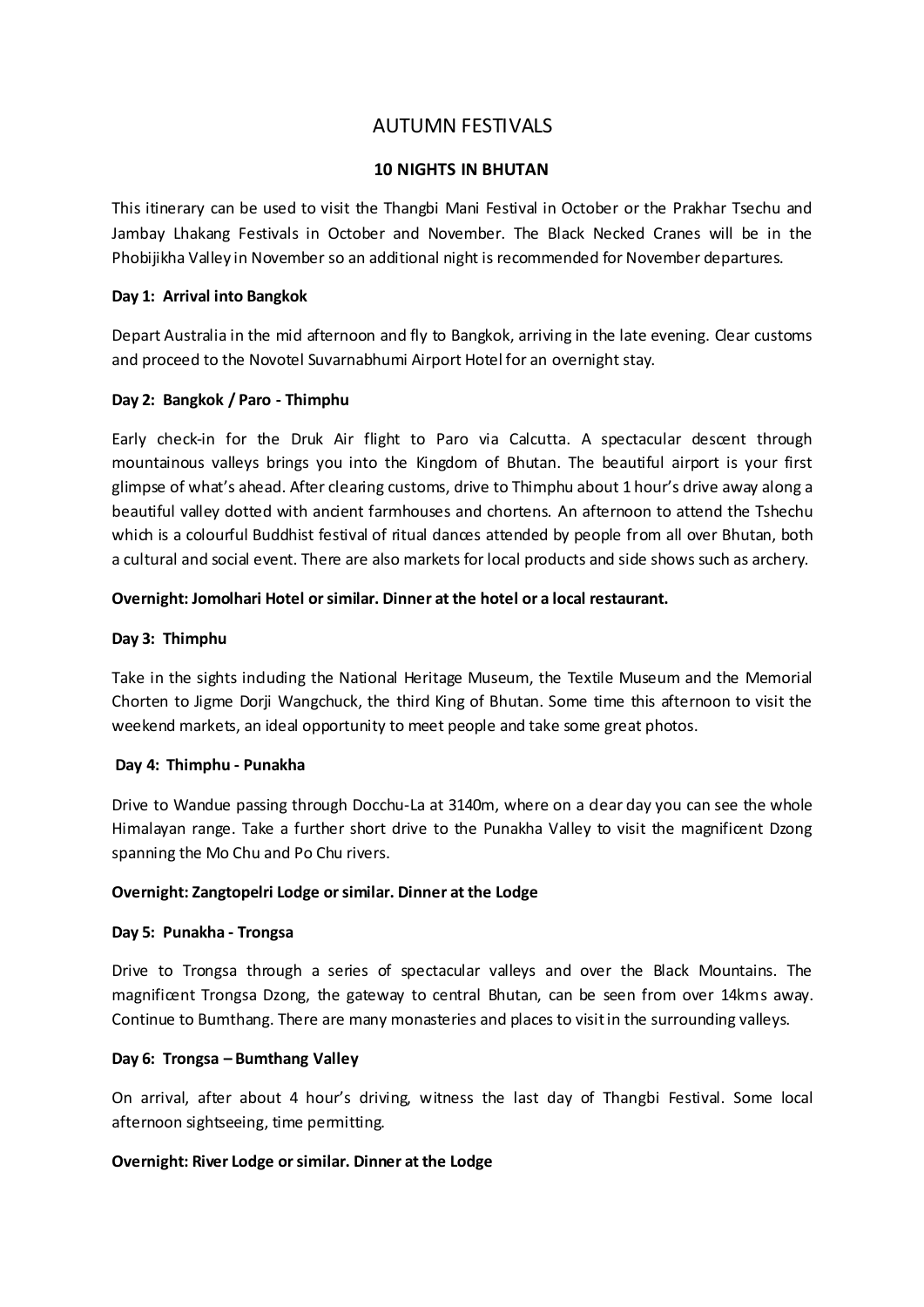# AUTUMN FESTIVALS

## 10 NIGHTS IN BHUTAN

This itinerary can be used to visit the Thangbi Mani Festival in October or the Prakhar Tsechu and Jambay Lhakang Festivals in October and November. The Black Necked Cranes will be in the Phobijikha Valley in November so an additional night is recommended for November departures.

**Day 1: Arrival into Bangkok**

Depart Australia in the mid afternoon and fly to Bangkok, arriving in the late evening. Clear customs and proceed to the Novotel Suvarnabhumi Airport Hotel for an overnight stay.

**Day 2: Bangkok / Paro - Thimphu**

Early check-in for the Druk Air flight to Paro via Calcutta. A spectacular descent through mountainous valleys brings you into the Kingdom of Bhutan. The beautiful airport is your first glimpse of what's ahead. After clearing customs, drive to Thimphu about 1 hour's drive away along a beautiful valley dotted with ancient farmhouses and chortens. An afternoon to attend the Tshechu which is a colourful Buddhist festival of ritual dances attended by people from all over Bhutan, both a cultural and social event. There are also markets for local products and side shows such as archery.

**Overnight: Jomolhari Hotel or similar. Dinner at the hotel or a local restaurant.**

**Day 3: Thimphu**

Take in the sights including the National Heritage Museum, the Textile Museum and the Memorial Chorten to Jigme Dorji Wangchuck, the third King of Bhutan. Some time this afternoon to visit the weekend markets, an ideal opportunity to meet people and take some great photos.

**Day 4: Thimphu - Punakha**

Drive to Wandue passing through Docchu-La at 3140m, where on a clear day you can see the whole Himalayan range. Take a further short drive to the Punakha Valley to visit the magnificent Dzong spanning the Mo Chu and Po Chu rivers.

**Overnight: Zangtopelri Lodge or similar. Dinner at the Lodge**

**Day 5: Punakha - Trongsa**

Drive to Trongsa through a series of spectacular valleys and over the Black Mountains. The magnificent Trongsa Dzong, the gateway to central Bhutan, can be seen from over 14kms away. Continue to Bumthang. There are many monasteries and places to visit in the surrounding valleys.

**Day 6: Trongsa – Bumthang Valley**

On arrival, after about 4 hour's driving, witness the last day of Thangbi Festival. Some local afternoon sightseeing, time permitting.

**Overnight: River Lodge or similar. Dinner at the Lodge**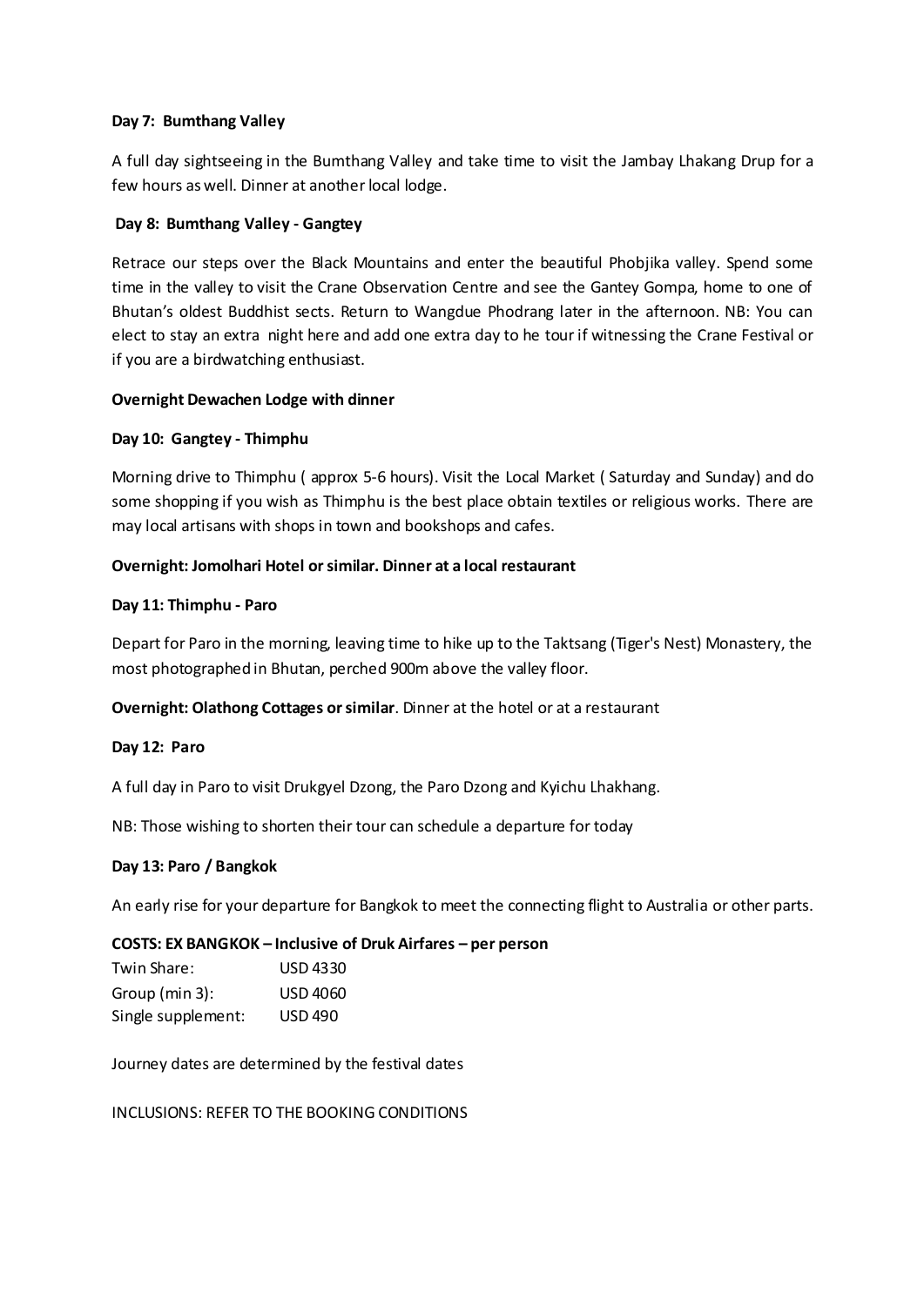**Day 7: Bumthang Valley**

A full day sightseeing in the Bumthang Valley and take time to visit the Jambay Lhakang Drup for a few hours as well. Dinner at another local lodge.

**Day 8: Bumthang Valley - Gangtey**

Retrace our steps over the Black Mountains and enter the beautiful Phobjika valley. Spend some time in the valley to visit the Crane Observation Centre and see the Gantey Gompa, home to one of Bhutan's oldest Buddhist sects. Return to Wangdue Phodrang later in the afternoon. NB: You can elect to stay an extra night here and add one extra day to he tour if witnessing the Crane Festival or if you are a birdwatching enthusiast.

**Overnight Dewachen Lodge with dinner**

**Day 10: Gangtey - Thimphu**

Morning drive to Thimphu ( approx 5-6 hours). Visit the Local Market ( Saturday and Sunday) and do some shopping if you wish as Thimphu is the best place obtain textiles or religious works. There are may local artisans with shops in town and bookshops and cafes.

**Overnight: Jomolhari Hotel or similar. Dinner at a local restaurant**

**Day 11: Thimphu - Paro**

Depart for Paro in the morning, leaving time to hike up to the Taktsang (Tiger's Nest) Monastery, the most photographed in Bhutan, perched 900m above the valley floor.

**Overnight: Olathong Cottages or similar**. Dinner at the hotel or at a restaurant

**Day 12: Paro**

A full day in Paro to visit Drukgyel Dzong, the Paro Dzong and Kyichu Lhakhang.

NB: Those wishing to shorten their tour can schedule a departure for today

**Day 13: Paro / Bangkok**

An early rise for your departure for Bangkok to meet the connecting flight to Australia or other parts.

**COSTS: EX BANGKOK – Inclusive of Druk Airfares – per person**

| | |
|---|---|
| Twin Share: | USD 4330 |
| Group (min 3): | USD 4060 |
| Single supplement: | USD 490 |

Journey dates are determined by the festival dates

INCLUSIONS: REFER TO THE BOOKING CONDITIONS